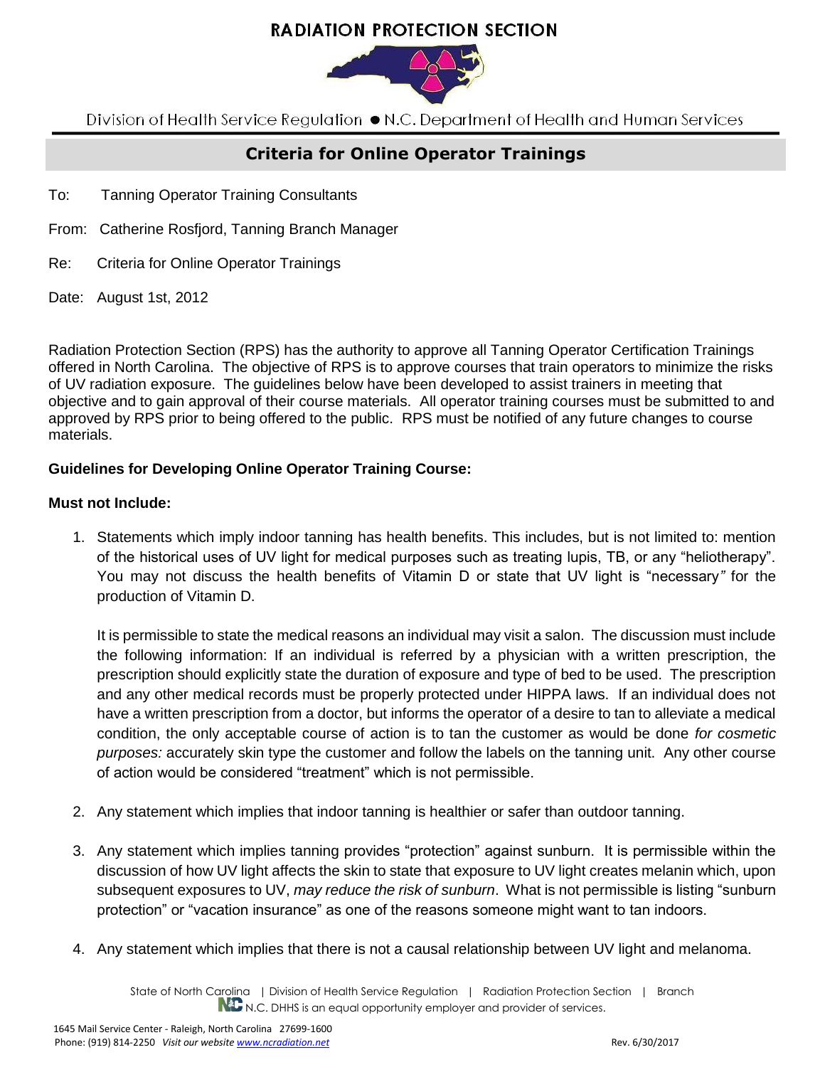# RADIATION PROTECTION SECTION

Division of Health Service Regulation ● N.C. Department of Health and Human Services

## Criteria for Online Operator Trainings

To: Tanning Operator Training Consultants

From: Catherine Rosfjord, Tanning Branch Manager

Re: Criteria for Online Operator Trainings

Date: August 1st, 2012

Radiation Protection Section (RPS) has the authority to approve all Tanning Operator Certification Trainings offered in North Carolina. The objective of RPS is to approve courses that train operators to minimize the risks of UV radiation exposure. The guidelines below have been developed to assist trainers in meeting that objective and to gain approval of their course materials. All operator training courses must be submitted to and approved by RPS prior to being offered to the public. RPS must be notified of any future changes to course materials.

**Guidelines for Developing Online Operator Training Course:**

**Must not Include:**

1. Statements which imply indoor tanning has health benefits. This includes, but is not limited to: mention of the historical uses of UV light for medical purposes such as treating lupis, TB, or any "heliotherapy". You may not discuss the health benefits of Vitamin D or state that UV light is "necessary*"* for the production of Vitamin D.

   It is permissible to state the medical reasons an individual may visit a salon. The discussion must include the following information: If an individual is referred by a physician with a written prescription, the prescription should explicitly state the duration of exposure and type of bed to be used. The prescription and any other medical records must be properly protected under HIPPA laws. If an individual does not have a written prescription from a doctor, but informs the operator of a desire to tan to alleviate a medical condition, the only acceptable course of action is to tan the customer as would be done *for cosmetic purposes:* accurately skin type the customer and follow the labels on the tanning unit. Any other course of action would be considered "treatment" which is not permissible.

2. Any statement which implies that indoor tanning is healthier or safer than outdoor tanning.

3. Any statement which implies tanning provides "protection" against sunburn. It is permissible within the discussion of how UV light affects the skin to state that exposure to UV light creates melanin which, upon subsequent exposures to UV, *may reduce the risk of sunburn*. What is not permissible is listing "sunburn protection" or "vacation insurance" as one of the reasons someone might want to tan indoors.

4. Any statement which implies that there is not a causal relationship between UV light and melanoma.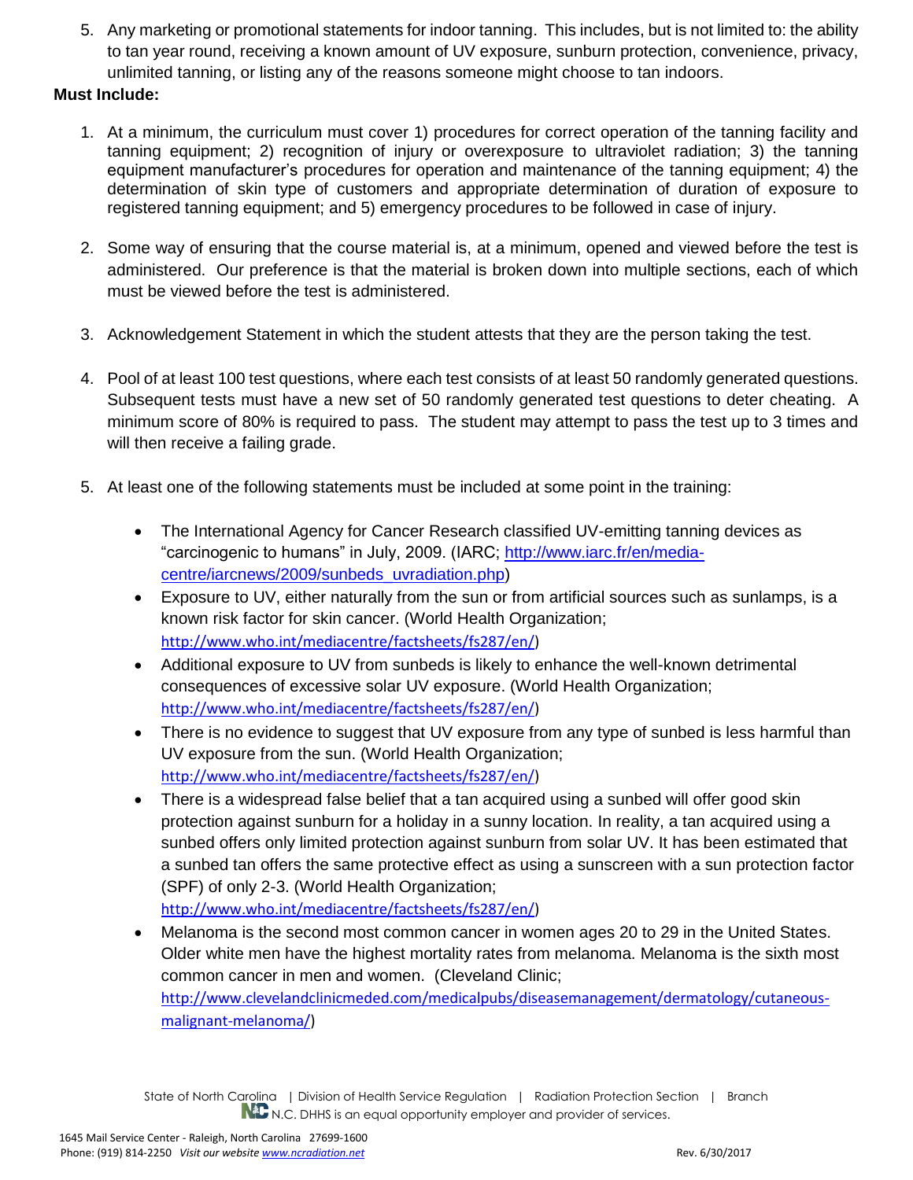5. Any marketing or promotional statements for indoor tanning. This includes, but is not limited to: the ability to tan year round, receiving a known amount of UV exposure, sunburn protection, convenience, privacy, unlimited tanning, or listing any of the reasons someone might choose to tan indoors.

**Must Include:**

1. At a minimum, the curriculum must cover 1) procedures for correct operation of the tanning facility and tanning equipment; 2) recognition of injury or overexposure to ultraviolet radiation; 3) the tanning equipment manufacturer's procedures for operation and maintenance of the tanning equipment; 4) the determination of skin type of customers and appropriate determination of duration of exposure to registered tanning equipment; and 5) emergency procedures to be followed in case of injury.

2. Some way of ensuring that the course material is, at a minimum, opened and viewed before the test is administered. Our preference is that the material is broken down into multiple sections, each of which must be viewed before the test is administered.

3. Acknowledgement Statement in which the student attests that they are the person taking the test.

4. Pool of at least 100 test questions, where each test consists of at least 50 randomly generated questions. Subsequent tests must have a new set of 50 randomly generated test questions to deter cheating. A minimum score of 80% is required to pass. The student may attempt to pass the test up to 3 times and will then receive a failing grade.

5. At least one of the following statements must be included at some point in the training:

   - The International Agency for Cancer Research classified UV-emitting tanning devices as "carcinogenic to humans" in July, 2009. (IARC; http://www.iarc.fr/en/media-centre/iarcnews/2009/sunbeds_uvradiation.php)
   - Exposure to UV, either naturally from the sun or from artificial sources such as sunlamps, is a known risk factor for skin cancer. (World Health Organization; http://www.who.int/mediacentre/factsheets/fs287/en/)
   - Additional exposure to UV from sunbeds is likely to enhance the well-known detrimental consequences of excessive solar UV exposure. (World Health Organization; http://www.who.int/mediacentre/factsheets/fs287/en/)
   - There is no evidence to suggest that UV exposure from any type of sunbed is less harmful than UV exposure from the sun. (World Health Organization; http://www.who.int/mediacentre/factsheets/fs287/en/)
   - There is a widespread false belief that a tan acquired using a sunbed will offer good skin protection against sunburn for a holiday in a sunny location. In reality, a tan acquired using a sunbed offers only limited protection against sunburn from solar UV. It has been estimated that a sunbed tan offers the same protective effect as using a sunscreen with a sun protection factor (SPF) of only 2-3. (World Health Organization; http://www.who.int/mediacentre/factsheets/fs287/en/)
   - Melanoma is the second most common cancer in women ages 20 to 29 in the United States. Older white men have the highest mortality rates from melanoma. Melanoma is the sixth most common cancer in men and women. (Cleveland Clinic; http://www.clevelandclinicmeded.com/medicalpubs/diseasemanagement/dermatology/cutaneous-malignant-melanoma/)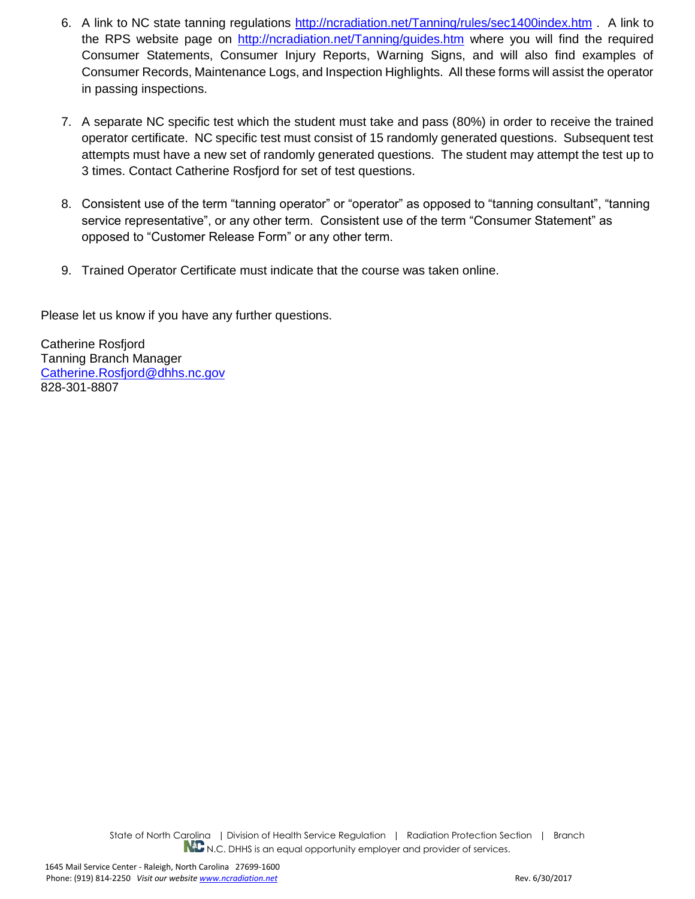6. A link to NC state tanning regulations [http://ncradiation.net/Tanning/rules/sec1400index.htm](http://ncradiation.net/Tanning/rules/sec1400index.htm) . A link to the RPS website page on [http://ncradiation.net/Tanning/guides.htm](http://ncradiation.net/Tanning/guides.htm) where you will find the required Consumer Statements, Consumer Injury Reports, Warning Signs, and will also find examples of Consumer Records, Maintenance Logs, and Inspection Highlights. All these forms will assist the operator in passing inspections.

7. A separate NC specific test which the student must take and pass (80%) in order to receive the trained operator certificate. NC specific test must consist of 15 randomly generated questions. Subsequent test attempts must have a new set of randomly generated questions. The student may attempt the test up to 3 times. Contact Catherine Rosfjord for set of test questions.

8. Consistent use of the term "tanning operator" or "operator" as opposed to "tanning consultant", "tanning service representative", or any other term. Consistent use of the term "Consumer Statement" as opposed to "Customer Release Form" or any other term.

9. Trained Operator Certificate must indicate that the course was taken online.

Please let us know if you have any further questions.

Catherine Rosfjord
Tanning Branch Manager
[Catherine.Rosfjord@dhhs.nc.gov](mailto:Catherine.Rosfjord@dhhs.nc.gov)
828-301-8807

State of North Carolina | Division of Health Service Regulation | Radiation Protection Section | Branch
N.C. DHHS is an equal opportunity employer and provider of services.

1645 Mail Service Center - Raleigh, North Carolina 27699-1600
Phone: (919) 814-2250 *Visit our website [www.ncradiation.net](http://www.ncradiation.net)*

Rev. 6/30/2017